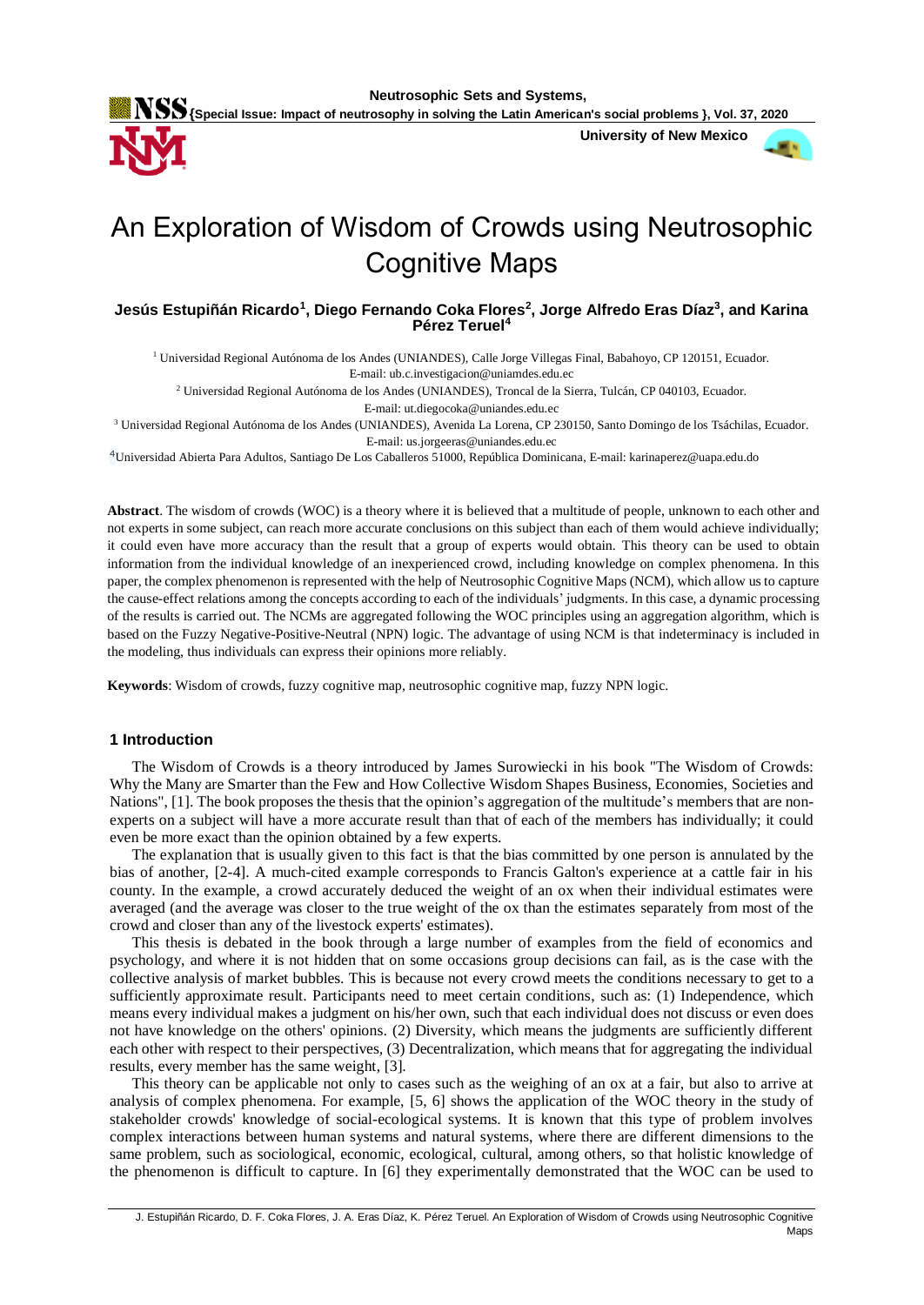# An Exploration of Wisdom of Crowds using Neutrosophic Cognitive Maps

**Jesús Estupiñán Ricardo[1], Diego Fernando Coka Flores[2], Jorge Alfredo Eras Díaz[3], and Karina Pérez Teruel[4]**

[1] Universidad Regional Autónoma de los Andes (UNIANDES), Calle Jorge Villegas Final, Babahoyo, CP 120151, Ecuador. E-mail: ub.c.investigacion@uniamdes.edu.ec

[2] Universidad Regional Autónoma de los Andes (UNIANDES), Troncal de la Sierra, Tulcán, CP 040103, Ecuador. E-mail: ut.diegocoka@uniandes.edu.ec

[3] Universidad Regional Autónoma de los Andes (UNIANDES), Avenida La Lorena, CP 230150, Santo Domingo de los Tsáchilas, Ecuador. E-mail: us.jorgeeras@uniandes.edu.ec

[4] Universidad Abierta Para Adultos, Santiago De Los Caballeros 51000, República Dominicana, E-mail: karinaperez@uapa.edu.do

**Abstract**. The wisdom of crowds (WOC) is a theory where it is believed that a multitude of people, unknown to each other and not experts in some subject, can reach more accurate conclusions on this subject than each of them would achieve individually; it could even have more accuracy than the result that a group of experts would obtain. This theory can be used to obtain information from the individual knowledge of an inexperienced crowd, including knowledge on complex phenomena. In this paper, the complex phenomenon is represented with the help of Neutrosophic Cognitive Maps (NCM), which allow us to capture the cause-effect relations among the concepts according to each of the individuals' judgments. In this case, a dynamic processing of the results is carried out. The NCMs are aggregated following the WOC principles using an aggregation algorithm, which is based on the Fuzzy Negative-Positive-Neutral (NPN) logic. The advantage of using NCM is that indeterminacy is included in the modeling, thus individuals can express their opinions more reliably.

**Keywords**: Wisdom of crowds, fuzzy cognitive map, neutrosophic cognitive map, fuzzy NPN logic.

## 1 Introduction

The Wisdom of Crowds is a theory introduced by James Surowiecki in his book "The Wisdom of Crowds: Why the Many are Smarter than the Few and How Collective Wisdom Shapes Business, Economies, Societies and Nations", [1]. The book proposes the thesis that the opinion's aggregation of the multitude's members that are non-experts on a subject will have a more accurate result than that of each of the members has individually; it could even be more exact than the opinion obtained by a few experts.

The explanation that is usually given to this fact is that the bias committed by one person is annulated by the bias of another, [2-4]. A much-cited example corresponds to Francis Galton's experience at a cattle fair in his county. In the example, a crowd accurately deduced the weight of an ox when their individual estimates were averaged (and the average was closer to the true weight of the ox than the estimates separately from most of the crowd and closer than any of the livestock experts' estimates).

This thesis is debated in the book through a large number of examples from the field of economics and psychology, and where it is not hidden that on some occasions group decisions can fail, as is the case with the collective analysis of market bubbles. This is because not every crowd meets the conditions necessary to get to a sufficiently approximate result. Participants need to meet certain conditions, such as: (1) Independence, which means every individual makes a judgment on his/her own, such that each individual does not discuss or even does not have knowledge on the others' opinions. (2) Diversity, which means the judgments are sufficiently different each other with respect to their perspectives, (3) Decentralization, which means that for aggregating the individual results, every member has the same weight, [3].

This theory can be applicable not only to cases such as the weighing of an ox at a fair, but also to arrive at analysis of complex phenomena. For example, [5, 6] shows the application of the WOC theory in the study of stakeholder crowds' knowledge of social-ecological systems. It is known that this type of problem involves complex interactions between human systems and natural systems, where there are different dimensions to the same problem, such as sociological, economic, ecological, cultural, among others, so that holistic knowledge of the phenomenon is difficult to capture. In [6] they experimentally demonstrated that the WOC can be used to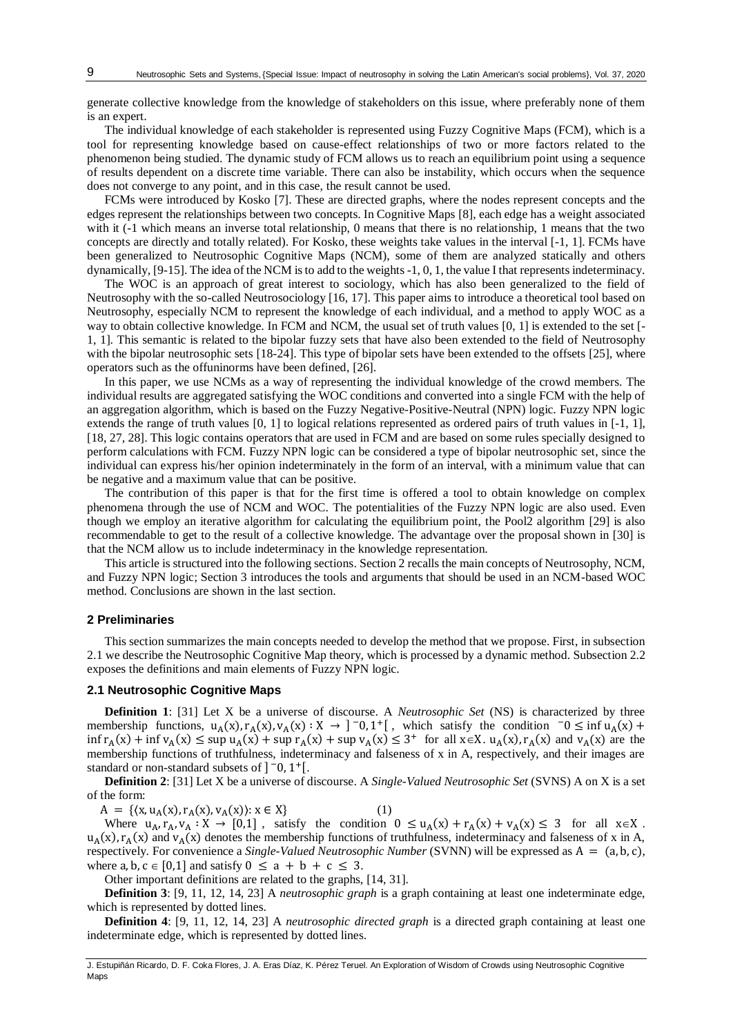generate collective knowledge from the knowledge of stakeholders on this issue, where preferably none of them is an expert.

The individual knowledge of each stakeholder is represented using Fuzzy Cognitive Maps (FCM), which is a tool for representing knowledge based on cause-effect relationships of two or more factors related to the phenomenon being studied. The dynamic study of FCM allows us to reach an equilibrium point using a sequence of results dependent on a discrete time variable. There can also be instability, which occurs when the sequence does not converge to any point, and in this case, the result cannot be used.

FCMs were introduced by Kosko [7]. These are directed graphs, where the nodes represent concepts and the edges represent the relationships between two concepts. In Cognitive Maps [8], each edge has a weight associated with it (-1 which means an inverse total relationship, 0 means that there is no relationship, 1 means that the two concepts are directly and totally related). For Kosko, these weights take values in the interval [-1, 1]. FCMs have been generalized to Neutrosophic Cognitive Maps (NCM), some of them are analyzed statically and others dynamically, [9-15]. The idea of the NCM is to add to the weights -1, 0, 1, the value I that represents indeterminacy.

The WOC is an approach of great interest to sociology, which has also been generalized to the field of Neutrosophy with the so-called Neutrosociology [16, 17]. This paper aims to introduce a theoretical tool based on Neutrosophy, especially NCM to represent the knowledge of each individual, and a method to apply WOC as a way to obtain collective knowledge. In FCM and NCM, the usual set of truth values [0, 1] is extended to the set [-1, 1]. This semantic is related to the bipolar fuzzy sets that have also been extended to the field of Neutrosophy with the bipolar neutrosophic sets [18-24]. This type of bipolar sets have been extended to the offsets [25], where operators such as the offuninorms have been defined, [26].

In this paper, we use NCMs as a way of representing the individual knowledge of the crowd members. The individual results are aggregated satisfying the WOC conditions and converted into a single FCM with the help of an aggregation algorithm, which is based on the Fuzzy Negative-Positive-Neutral (NPN) logic. Fuzzy NPN logic extends the range of truth values [0, 1] to logical relations represented as ordered pairs of truth values in [-1, 1], [18, 27, 28]. This logic contains operators that are used in FCM and are based on some rules specially designed to perform calculations with FCM. Fuzzy NPN logic can be considered a type of bipolar neutrosophic set, since the individual can express his/her opinion indeterminately in the form of an interval, with a minimum value that can be negative and a maximum value that can be positive.

The contribution of this paper is that for the first time is offered a tool to obtain knowledge on complex phenomena through the use of NCM and WOC. The potentialities of the Fuzzy NPN logic are also used. Even though we employ an iterative algorithm for calculating the equilibrium point, the Pool2 algorithm [29] is also recommendable to get to the result of a collective knowledge. The advantage over the proposal shown in [30] is that the NCM allow us to include indeterminacy in the knowledge representation.

This article is structured into the following sections. Section 2 recalls the main concepts of Neutrosophy, NCM, and Fuzzy NPN logic; Section 3 introduces the tools and arguments that should be used in an NCM-based WOC method. Conclusions are shown in the last section.

## 2 Preliminaries

This section summarizes the main concepts needed to develop the method that we propose. First, in subsection 2.1 we describe the Neutrosophic Cognitive Map theory, which is processed by a dynamic method. Subsection 2.2 exposes the definitions and main elements of Fuzzy NPN logic.

### 2.1 Neutrosophic Cognitive Maps

**Definition 1**: [31] Let X be a universe of discourse. A *Neutrosophic Set* (NS) is characterized by three membership functions, $u_A(x), r_A(x), v_A(x) : X \rightarrow ]^-0, 1^+[$, which satisfy the condition $^-0 \leq \inf u_A(x) + \inf r_A(x) + \inf v_A(x) \leq \sup u_A(x) + \sup r_A(x) + \sup v_A(x) \leq 3^+$ for all $x \in X$. $u_A(x), r_A(x)$ and $v_A(x)$ are the membership functions of truthfulness, indeterminacy and falseness of x in A, respectively, and their images are standard or non-standard subsets of $]^-0, 1^+[$.

**Definition 2**: [31] Let X be a universe of discourse. A *Single-Valued Neutrosophic Set* (SVNS) A on X is a set of the form:

$$A = \{\langle x, u_A(x), r_A(x), v_A(x)\rangle : x \in X\} \qquad (1)$$

Where $u_A, r_A, v_A : X \rightarrow [0,1]$, satisfy the condition $0 \leq u_A(x) + r_A(x) + v_A(x) \leq 3$ for all $x \in X$. $u_A(x), r_A(x)$ and $v_A(x)$ denotes the membership functions of truthfulness, indeterminacy and falseness of x in A, respectively. For convenience a *Single-Valued Neutrosophic Number* (SVNN) will be expressed as $A = (a, b, c)$, where $a, b, c \in [0,1]$ and satisfy $0 \leq a + b + c \leq 3$.

Other important definitions are related to the graphs, [14, 31].

**Definition 3**: [9, 11, 12, 14, 23] A *neutrosophic graph* is a graph containing at least one indeterminate edge, which is represented by dotted lines.

**Definition 4**: [9, 11, 12, 14, 23] A *neutrosophic directed graph* is a directed graph containing at least one indeterminate edge, which is represented by dotted lines.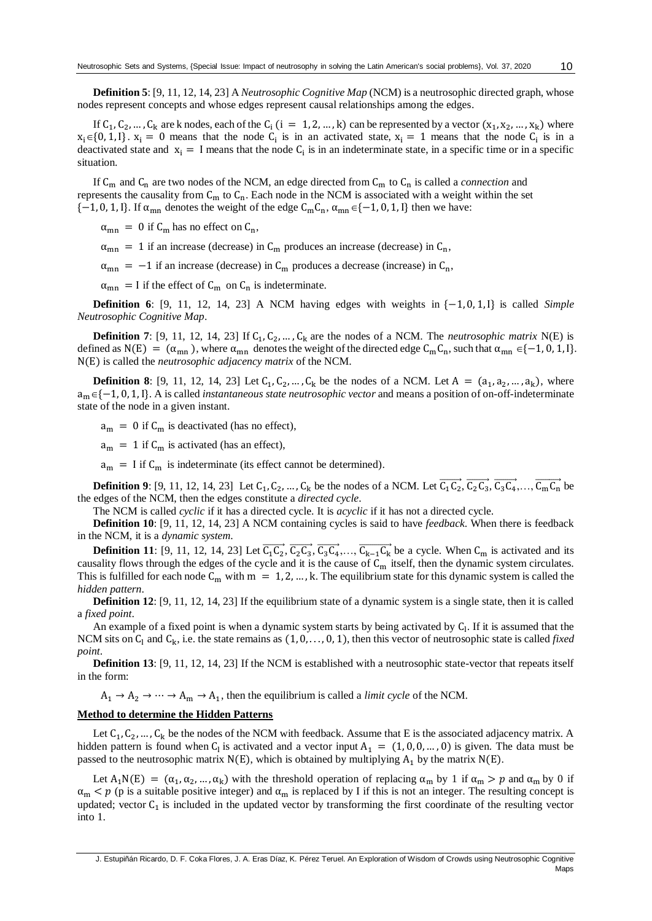**Definition 5**: [9, 11, 12, 14, 23] A *Neutrosophic Cognitive Map* (NCM) is a neutrosophic directed graph, whose nodes represent concepts and whose edges represent causal relationships among the edges.

If $C_1, C_2, \ldots, C_k$ are k nodes, each of the $C_i$ $(i = 1, 2, \ldots, k)$ can be represented by a vector $(x_1, x_2, \ldots, x_k)$ where $x_i \in \{0, 1, I\}$. $x_i = 0$ means that the node $C_i$ is in an activated state, $x_i = 1$ means that the node $C_i$ is in a deactivated state and $x_i = I$ means that the node $C_i$ is in an indeterminate state, in a specific time or in a specific situation.

If $C_m$ and $C_n$ are two nodes of the NCM, an edge directed from $C_m$ to $C_n$ is called a *connection* and represents the causality from $C_m$ to $C_n$. Each node in the NCM is associated with a weight within the set $\{-1, 0, 1, I\}$. If $\alpha_{mn}$ denotes the weight of the edge $C_m C_n$, $\alpha_{mn} \in \{-1, 0, 1, I\}$ then we have:

$\alpha_{mn} = 0$ if $C_m$ has no effect on $C_n$,

$\alpha_{mn} = 1$ if an increase (decrease) in $C_m$ produces an increase (decrease) in $C_n$,

$\alpha_{mn} = -1$ if an increase (decrease) in $C_m$ produces a decrease (increase) in $C_n$,

$\alpha_{mn} = I$ if the effect of $C_m$ on $C_n$ is indeterminate.

**Definition 6**: [9, 11, 12, 14, 23] A NCM having edges with weights in $\{-1, 0, 1, I\}$ is called *Simple Neutrosophic Cognitive Map*.

**Definition 7**: [9, 11, 12, 14, 23] If $C_1, C_2, \ldots, C_k$ are the nodes of a NCM. The *neutrosophic matrix* N(E) is defined as $N(E) = (\alpha_{mn})$, where $\alpha_{mn}$ denotes the weight of the directed edge $C_m C_n$, such that $\alpha_{mn} \in \{-1, 0, 1, I\}$. N(E) is called the *neutrosophic adjacency matrix* of the NCM.

**Definition 8**: [9, 11, 12, 14, 23] Let $C_1, C_2, \ldots, C_k$ be the nodes of a NCM. Let $A = (a_1, a_2, \ldots, a_k)$, where $a_m \in \{-1, 0, 1, I\}$. A is called *instantaneous state neutrosophic vector* and means a position of on-off-indeterminate state of the node in a given instant.

$a_m = 0$ if $C_m$ is deactivated (has no effect),

$a_m = 1$ if $C_m$ is activated (has an effect),

$a_m = I$ if $C_m$ is indeterminate (its effect cannot be determined).

**Definition 9**: [9, 11, 12, 14, 23] Let $C_1, C_2, \ldots, C_k$ be the nodes of a NCM. Let $\overrightarrow{C_1C_2}, \overrightarrow{C_2C_3}, \overrightarrow{C_3C_4}, \ldots, \overrightarrow{C_mC_n}$ be the edges of the NCM, then the edges constitute a *directed cycle*.

The NCM is called *cyclic* if it has a directed cycle. It is *acyclic* if it has not a directed cycle.

**Definition 10**: [9, 11, 12, 14, 23] A NCM containing cycles is said to have *feedback*. When there is feedback in the NCM, it is a *dynamic system*.

**Definition 11**: [9, 11, 12, 14, 23] Let $\overrightarrow{C_1C_2}, \overrightarrow{C_2C_3}, \overrightarrow{C_3C_4}, \ldots, \overrightarrow{C_{k-1}C_k}$ be a cycle. When $C_m$ is activated and its causality flows through the edges of the cycle and it is the cause of $C_m$ itself, then the dynamic system circulates. This is fulfilled for each node $C_m$ with $m = 1, 2, \ldots, k$. The equilibrium state for this dynamic system is called the *hidden pattern*.

**Definition 12**: [9, 11, 12, 14, 23] If the equilibrium state of a dynamic system is a single state, then it is called a *fixed point*.

An example of a fixed point is when a dynamic system starts by being activated by $C_l$. If it is assumed that the NCM sits on $C_l$ and $C_k$, i.e. the state remains as $(1, 0, \ldots, 0, 1)$, then this vector of neutrosophic state is called *fixed point*.

**Definition 13**: [9, 11, 12, 14, 23] If the NCM is established with a neutrosophic state-vector that repeats itself in the form:

$A_1 \to A_2 \to \cdots \to A_m \to A_1$, then the equilibrium is called a *limit cycle* of the NCM.

**Method to determine the Hidden Patterns**

Let $C_1, C_2, \ldots, C_k$ be the nodes of the NCM with feedback. Assume that E is the associated adjacency matrix. A hidden pattern is found when $C_l$ is activated and a vector input $A_1 = (1, 0, 0, \ldots, 0)$ is given. The data must be passed to the neutrosophic matrix N(E), which is obtained by multiplying $A_1$ by the matrix N(E).

Let $A_1N(E) = (\alpha_1, \alpha_2, \ldots, \alpha_k)$ with the threshold operation of replacing $\alpha_m$ by 1 if $\alpha_m > p$ and $\alpha_m$ by 0 if $\alpha_m < p$ (p is a suitable positive integer) and $\alpha_m$ is replaced by I if this is not an integer. The resulting concept is updated; vector $C_1$ is included in the updated vector by transforming the first coordinate of the resulting vector into 1.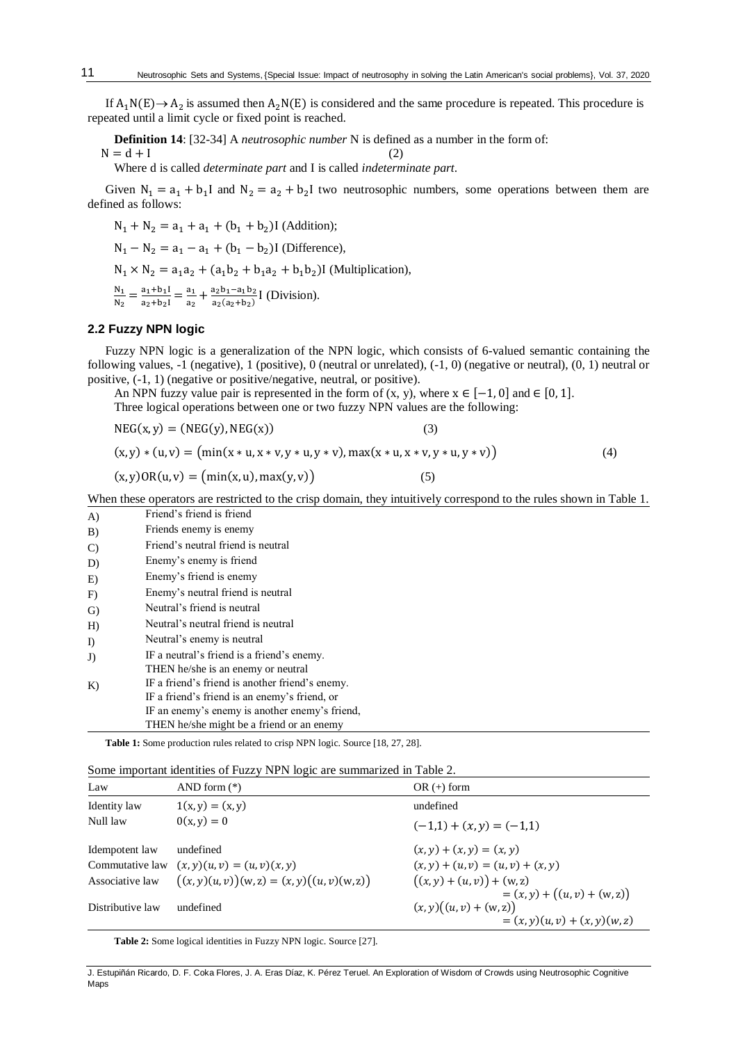If $A_1N(E) \rightarrow A_2$ is assumed then $A_2N(E)$ is considered and the same procedure is repeated. This procedure is repeated until a limit cycle or fixed point is reached.

**Definition 14**: [32-34] A *neutrosophic number* N is defined as a number in the form of:

$$N = d + I \quad (2)$$

Where d is called *determinate part* and I is called *indeterminate part*.

Given $N_1 = a_1 + b_1I$ and $N_2 = a_2 + b_2I$ two neutrosophic numbers, some operations between them are defined as follows:

$N_1 + N_2 = a_1 + a_1 + (b_1 + b_2)I$ (Addition);

$N_1 - N_2 = a_1 - a_1 + (b_1 - b_2)I$ (Difference),

$N_1 \times N_2 = a_1a_2 + (a_1b_2 + b_1a_2 + b_1b_2)I$ (Multiplication),

$\frac{N_1}{N_2} = \frac{a_1+b_1I}{a_2+b_2I} = \frac{a_1}{a_2} + \frac{a_2b_1-a_1b_2}{a_2(a_2+b_2)}I$ (Division).

## 2.2 Fuzzy NPN logic

Fuzzy NPN logic is a generalization of the NPN logic, which consists of 6-valued semantic containing the following values, -1 (negative), 1 (positive), 0 (neutral or unrelated), (-1, 0) (negative or neutral), (0, 1) neutral or positive, (-1, 1) (negative or positive/negative, neutral, or positive).

An NPN fuzzy value pair is represented in the form of (x, y), where $x \in [-1, 0]$ and $\in [0, 1]$.

Three logical operations between one or two fuzzy NPN values are the following:

$$NEG(x, y) = (NEG(y), NEG(x)) \quad (3)$$

$$(x, y) * (u, v) = (\min(x * u, x * v, y * u, y * v), \max(x * u, x * v, y * u, y * v)) \quad (4)$$

$$(x, y)OR(u, v) = (\min(x, u), \max(y, v)) \quad (5)$$

When these operators are restricted to the crisp domain, they intuitively correspond to the rules shown in Table 1.

| | |
|---|---|
| A) | Friend's friend is friend |
| B) | Friends enemy is enemy |
| C) | Friend's neutral friend is neutral |
| D) | Enemy's enemy is friend |
| E) | Enemy's friend is enemy |
| F) | Enemy's neutral friend is neutral |
| G) | Neutral's friend is neutral |
| H) | Neutral's neutral friend is neutral |
| I) | Neutral's enemy is neutral |
| J) | IF a neutral's friend is a friend's enemy. THEN he/she is an enemy or neutral |
| K) | IF a friend's friend is another friend's enemy. IF a friend's friend is an enemy's friend, or IF an enemy's enemy is another enemy's friend, THEN he/she might be a friend or an enemy |

**Table 1:** Some production rules related to crisp NPN logic. Source [18, 27, 28].

Some important identities of Fuzzy NPN logic are summarized in Table 2.

| Law | AND form (*) | OR (+) form |
|---|---|---|
| Identity law | $1(x, y) = (x, y)$ | undefined |
| Null law | $0(x, y) = 0$ | $(-1,1) + (x, y) = (-1,1)$ |
| Idempotent law | undefined | $(x, y) + (x, y) = (x, y)$ |
| Commutative law | $(x, y)(u, v) = (u, v)(x, y)$ | $(x, y) + (u, v) = (u, v) + (x, y)$ |
| Associative law | $((x, y)(u, v))(w, z) = (x, y)((u, v)(w, z))$ | $((x, y) + (u, v)) + (w, z) = (x, y) + ((u, v) + (w, z))$ |
| Distributive law | undefined | $(x, y)((u, v) + (w, z)) = (x, y)(u, v) + (x, y)(w, z)$ |

**Table 2:** Some logical identities in Fuzzy NPN logic. Source [27].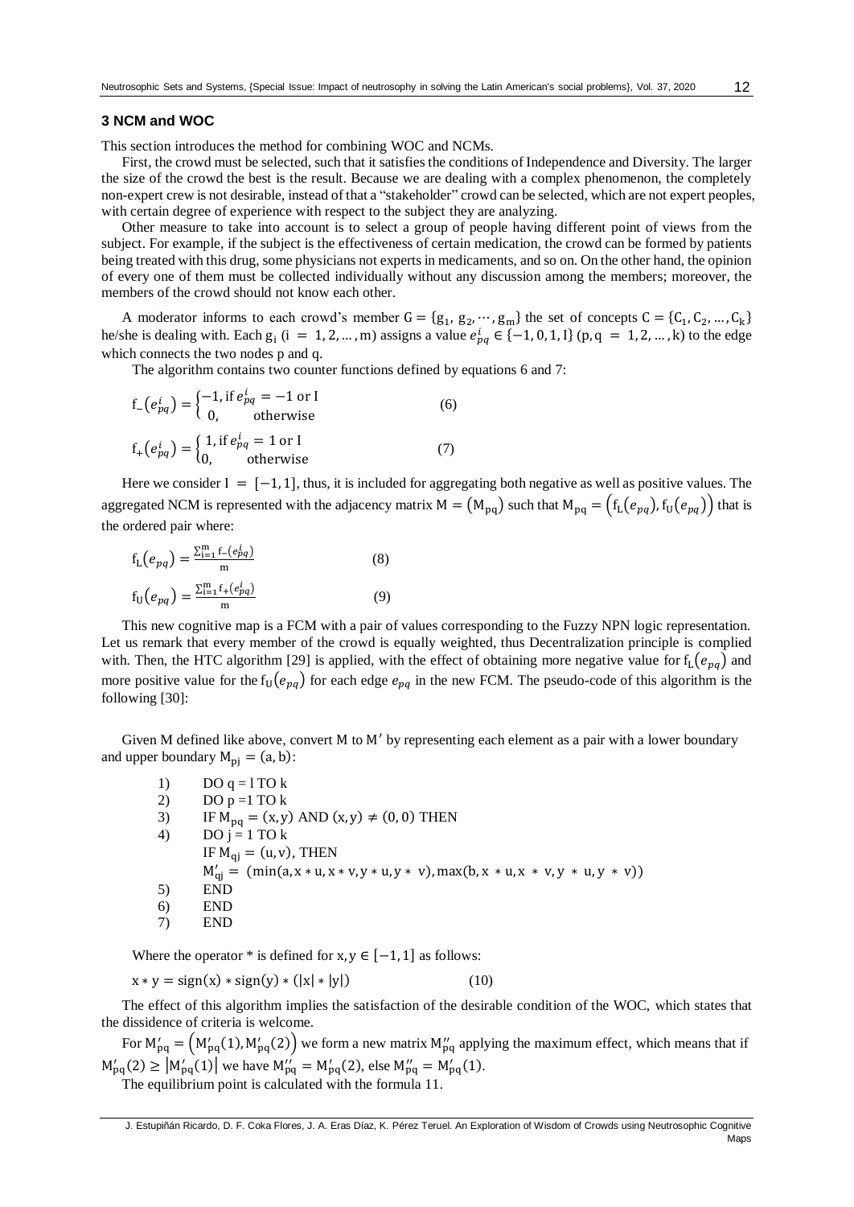## 3 NCM and WOC

This section introduces the method for combining WOC and NCMs.

First, the crowd must be selected, such that it satisfies the conditions of Independence and Diversity. The larger the size of the crowd the best is the result. Because we are dealing with a complex phenomenon, the completely non-expert crew is not desirable, instead of that a "stakeholder" crowd can be selected, which are not expert peoples, with certain degree of experience with respect to the subject they are analyzing.

Other measure to take into account is to select a group of people having different point of views from the subject. For example, if the subject is the effectiveness of certain medication, the crowd can be formed by patients being treated with this drug, some physicians not experts in medicaments, and so on. On the other hand, the opinion of every one of them must be collected individually without any discussion among the members; moreover, the members of the crowd should not know each other.

A moderator informs to each crowd's member $G = \{g_1, g_2, \cdots, g_m\}$ the set of concepts $C = \{C_1, C_2, \ldots, C_k\}$ he/she is dealing with. Each $g_i$ ($i = 1, 2, \ldots, m$) assigns a value $e^i_{pq} \in \{-1, 0, 1, I\}$ ($p, q = 1, 2, \ldots, k$) to the edge which connects the two nodes p and q.

The algorithm contains two counter functions defined by equations 6 and 7:

$$f_-(e^i_{pq}) = \begin{cases} -1, \text{if } e^i_{pq} = -1 \text{ or I} \\ 0, \quad \text{otherwise} \end{cases} \quad (6)$$

$$f_+(e^i_{pq}) = \begin{cases} 1, \text{if } e^i_{pq} = 1 \text{ or I} \\ 0, \quad \text{otherwise} \end{cases} \quad (7)$$

Here we consider $I = [-1, 1]$, thus, it is included for aggregating both negative as well as positive values. The aggregated NCM is represented with the adjacency matrix $M = (M_{pq})$ such that $M_{pq} = \left(f_L(e_{pq}), f_U(e_{pq})\right)$ that is the ordered pair where:

$$f_L(e_{pq}) = \frac{\sum_{i=1}^{m} f_-(e^i_{pq})}{m} \quad (8)$$

$$f_U(e_{pq}) = \frac{\sum_{i=1}^{m} f_+(e^i_{pq})}{m} \quad (9)$$

This new cognitive map is a FCM with a pair of values corresponding to the Fuzzy NPN logic representation. Let us remark that every member of the crowd is equally weighted, thus Decentralization principle is complied with. Then, the HTC algorithm [29] is applied, with the effect of obtaining more negative value for $f_L(e_{pq})$ and more positive value for the $f_U(e_{pq})$ for each edge $e_{pq}$ in the new FCM. The pseudo-code of this algorithm is the following [30]:

Given M defined like above, convert M to $M'$ by representing each element as a pair with a lower boundary and upper boundary $M_{pj} = (a, b)$:

```
1)    DO q = l TO k
2)    DO p =1 TO k
3)    IF M_pq = (x,y) AND (x,y) ≠ (0,0) THEN
4)    DO j = 1 TO k
      IF M_qj = (u,v), THEN
      M'_qj = (min(a, x*u, x*v, y*u, y*v), max(b, x*u, x*v, y*u, y*v))
5)    END
6)    END
7)    END
```

Where the operator * is defined for $x, y \in [-1, 1]$ as follows:

$$x * y = \text{sign}(x) * \text{sign}(y) * (|x| * |y|) \quad (10)$$

The effect of this algorithm implies the satisfaction of the desirable condition of the WOC, which states that the dissidence of criteria is welcome.

For $M'_{pq} = \left(M'_{pq}(1), M'_{pq}(2)\right)$ we form a new matrix $M''_{pq}$ applying the maximum effect, which means that if $M'_{pq}(2) \geq |M'_{pq}(1)|$ we have $M''_{pq} = M'_{pq}(2)$, else $M''_{pq} = M'_{pq}(1)$.

The equilibrium point is calculated with the formula 11.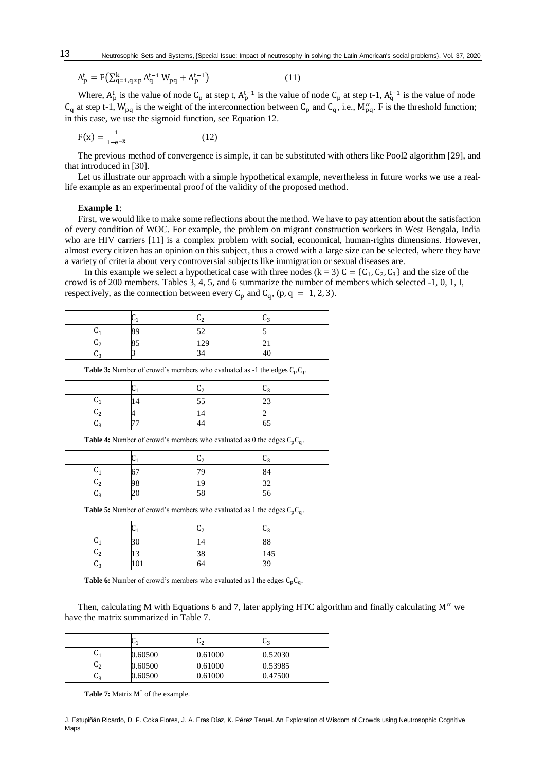$$A_p^t = F\left(\sum_{q=1, q\neq p}^{k} A_q^{t-1} W_{pq} + A_p^{t-1}\right) \quad (11)$$

Where, $A_p^t$ is the value of node $C_p$ at step t, $A_p^{t-1}$ is the value of node $C_p$ at step t-1, $A_q^{t-1}$ is the value of node $C_q$ at step t-1, $W_{pq}$ is the weight of the interconnection between $C_p$ and $C_q$, i.e., $M''_{pq}$. F is the threshold function; in this case, we use the sigmoid function, see Equation 12.

$$F(x) = \frac{1}{1+e^{-x}} \quad (12)$$

The previous method of convergence is simple, it can be substituted with others like Pool2 algorithm [29], and that introduced in [30].

Let us illustrate our approach with a simple hypothetical example, nevertheless in future works we use a real-life example as an experimental proof of the validity of the proposed method.

**Example 1**:

First, we would like to make some reflections about the method. We have to pay attention about the satisfaction of every condition of WOC. For example, the problem on migrant construction workers in West Bengala, India who are HIV carriers [11] is a complex problem with social, economical, human-rights dimensions. However, almost every citizen has an opinion on this subject, thus a crowd with a large size can be selected, where they have a variety of criteria about very controversial subjects like immigration or sexual diseases are.

In this example we select a hypothetical case with three nodes (k = 3) $C = \{C_1, C_2, C_3\}$ and the size of the crowd is of 200 members. Tables 3, 4, 5, and 6 summarize the number of members which selected -1, 0, 1, I, respectively, as the connection between every $C_p$ and $C_q$, $(p, q = 1, 2, 3)$.

| | $C_1$ | $C_2$ | $C_3$ |
|---|---|---|---|
| $C_1$ | 89 | 52 | 5 |
| $C_2$ | 85 | 129 | 21 |
| $C_3$ | 3 | 34 | 40 |

**Table 3:** Number of crowd's members who evaluated as -1 the edges $C_pC_q$.

| | $C_1$ | $C_2$ | $C_3$ |
|---|---|---|---|
| $C_1$ | 14 | 55 | 23 |
| $C_2$ | 4 | 14 | 2 |
| $C_3$ | 77 | 44 | 65 |

**Table 4:** Number of crowd's members who evaluated as 0 the edges $C_pC_q$.

| | $C_1$ | $C_2$ | $C_3$ |
|---|---|---|---|
| $C_1$ | 67 | 79 | 84 |
| $C_2$ | 98 | 19 | 32 |
| $C_3$ | 20 | 58 | 56 |

**Table 5:** Number of crowd's members who evaluated as 1 the edges $C_pC_q$.

| | $C_1$ | $C_2$ | $C_3$ |
|---|---|---|---|
| $C_1$ | 30 | 14 | 88 |
| $C_2$ | 13 | 38 | 145 |
| $C_3$ | 101 | 64 | 39 |

**Table 6:** Number of crowd's members who evaluated as I the edges $C_pC_q$.

Then, calculating M with Equations 6 and 7, later applying HTC algorithm and finally calculating $M''$ we have the matrix summarized in Table 7.

| | $C_1$ | $C_2$ | $C_3$ |
|---|---|---|---|
| $C_1$ | 0.60500 | 0.61000 | 0.52030 |
| $C_2$ | 0.60500 | 0.61000 | 0.53985 |
| $C_3$ | 0.60500 | 0.61000 | 0.47500 |

**Table 7:** Matrix $M''$ of the example.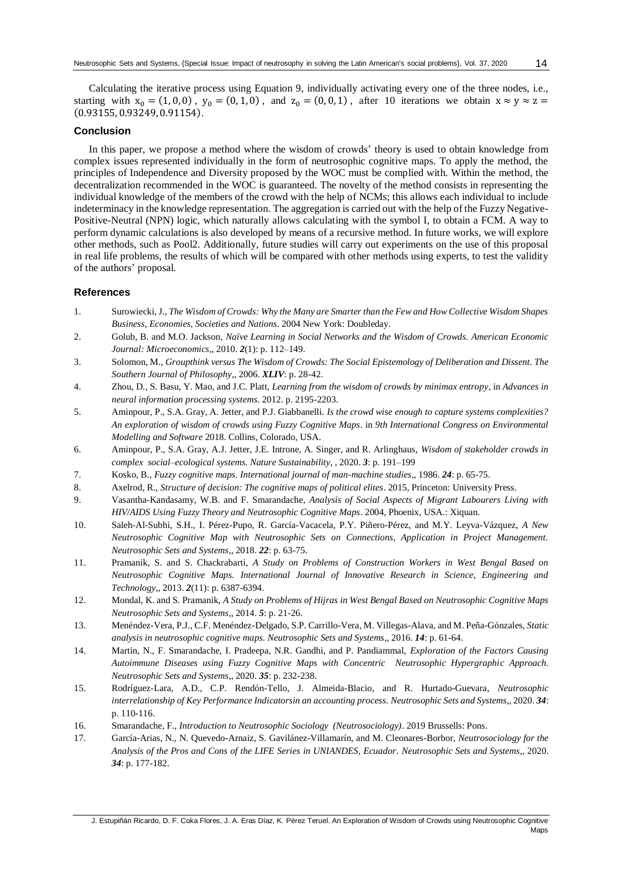Calculating the iterative process using Equation 9, individually activating every one of the three nodes, i.e., starting with $x_0 = (1, 0, 0)$, $y_0 = (0, 1, 0)$, and $z_0 = (0, 0, 1)$, after 10 iterations we obtain $x \approx y \approx z = (0.93155, 0.93249, 0.91154)$.

## Conclusion

In this paper, we propose a method where the wisdom of crowds' theory is used to obtain knowledge from complex issues represented individually in the form of neutrosophic cognitive maps. To apply the method, the principles of Independence and Diversity proposed by the WOC must be complied with. Within the method, the decentralization recommended in the WOC is guaranteed. The novelty of the method consists in representing the individual knowledge of the members of the crowd with the help of NCMs; this allows each individual to include indeterminacy in the knowledge representation. The aggregation is carried out with the help of the Fuzzy Negative-Positive-Neutral (NPN) logic, which naturally allows calculating with the symbol I, to obtain a FCM. A way to perform dynamic calculations is also developed by means of a recursive method. In future works, we will explore other methods, such as Pool2. Additionally, future studies will carry out experiments on the use of this proposal in real life problems, the results of which will be compared with other methods using experts, to test the validity of the authors' proposal.

## References

1. Surowiecki, J., *The Wisdom of Crowds: Why the Many are Smarter than the Few and How Collective Wisdom Shapes Business, Economies, Societies and Nations*. 2004 New York: Doubleday.
2. Golub, B. and M.O. Jackson, *Naïve Learning in Social Networks and the Wisdom of Crowds. American Economic Journal: Microeconomics*,, 2010. ***2***(1): p. 112–149.
3. Solomon, M., *Groupthink versus The Wisdom of Crowds: The Social Epistemology of Deliberation and Dissent. The Southern Journal of Philosophy*,, 2006. ***XLIV***: p. 28-42.
4. Zhou, D., S. Basu, Y. Mao, and J.C. Platt, *Learning from the wisdom of crowds by minimax entropy*, in *Advances in neural information processing systems*. 2012. p. 2195-2203.
5. Aminpour, P., S.A. Gray, A. Jetter, and P.J. Giabbanelli. *Is the crowd wise enough to capture systems complexities? An exploration of wisdom of crowds using Fuzzy Cognitive Maps*. in *9th International Congress on Environmental Modelling and Software* 2018. Collins, Colorado, USA.
6. Aminpour, P., S.A. Gray, A.J. Jetter, J.E. Introne, A. Singer, and R. Arlinghaus, *Wisdom of stakeholder crowds in complex social–ecological systems. Nature Sustainability*, , 2020. ***3***: p. 191–199
7. Kosko, B., *Fuzzy cognitive maps. International journal of man-machine studies*,, 1986. ***24***: p. 65-75.
8. Axelrod, R., *Structure of decision: The cognitive maps of political elites*. 2015, Princeton: University Press.
9. Vasantha-Kandasamy, W.B. and F. Smarandache, *Analysis of Social Aspects of Migrant Labourers Living with HIV/AIDS Using Fuzzy Theory and Neutrosophic Cognitive Maps*. 2004, Phoenix, USA.: Xiquan.
10. Saleh-Al-Subhi, S.H., I. Pérez-Pupo, R. García-Vacacela, P.Y. Piñero-Pérez, and M.Y. Leyva-Vázquez, *A New Neutrosophic Cognitive Map with Neutrosophic Sets on Connections, Application in Project Management. Neutrosophic Sets and Systems*,, 2018. ***22***: p. 63-75.
11. Pramanik, S. and S. Chackrabarti, *A Study on Problems of Construction Workers in West Bengal Based on Neutrosophic Cognitive Maps. International Journal of Innovative Research in Science, Engineering and Technology*,, 2013. ***2***(11): p. 6387-6394.
12. Mondal, K. and S. Pramanik, *A Study on Problems of Hijras in West Bengal Based on Neutrosophic Cognitive Maps Neutrosophic Sets and Systems*,, 2014. ***5***: p. 21-26.
13. Menéndez-Vera, P.J., C.F. Menéndez-Delgado, S.P. Carrillo-Vera, M. Villegas-Alava, and M. Peña-Gónzales, *Static analysis in neutrosophic cognitive maps. Neutrosophic Sets and Systems*,, 2016. ***14***: p. 61-64.
14. Martin, N., F. Smarandache, I. Pradeepa, N.R. Gandhi, and P. Pandiammal, *Exploration of the Factors Causing Autoimmune Diseases using Fuzzy Cognitive Maps with Concentric Neutrosophic Hypergraphic Approach. Neutrosophic Sets and Systems*,, 2020. ***35***: p. 232-238.
15. Rodríguez-Lara, A.D., C.P. Rendón-Tello, J. Almeida-Blacio, and R. Hurtado-Guevara, *Neutrosophic interrelationship of Key Performance Indicatorsin an accounting process. Neutrosophic Sets and Systems*,, 2020. ***34***: p. 110-116.
16. Smarandache, F., *Introduction to Neutrosophic Sociology (Neutrosociology)*. 2019 Brussells: Pons.
17. García-Arias, N., N. Quevedo-Arnaiz, S. Gavilánez-Villamarín, and M. Cleonares-Borbor, *Neutrosociology for the Analysis of the Pros and Cons of the LIFE Series in UNIANDES, Ecuador. Neutrosophic Sets and Systems*,, 2020. ***34***: p. 177-182.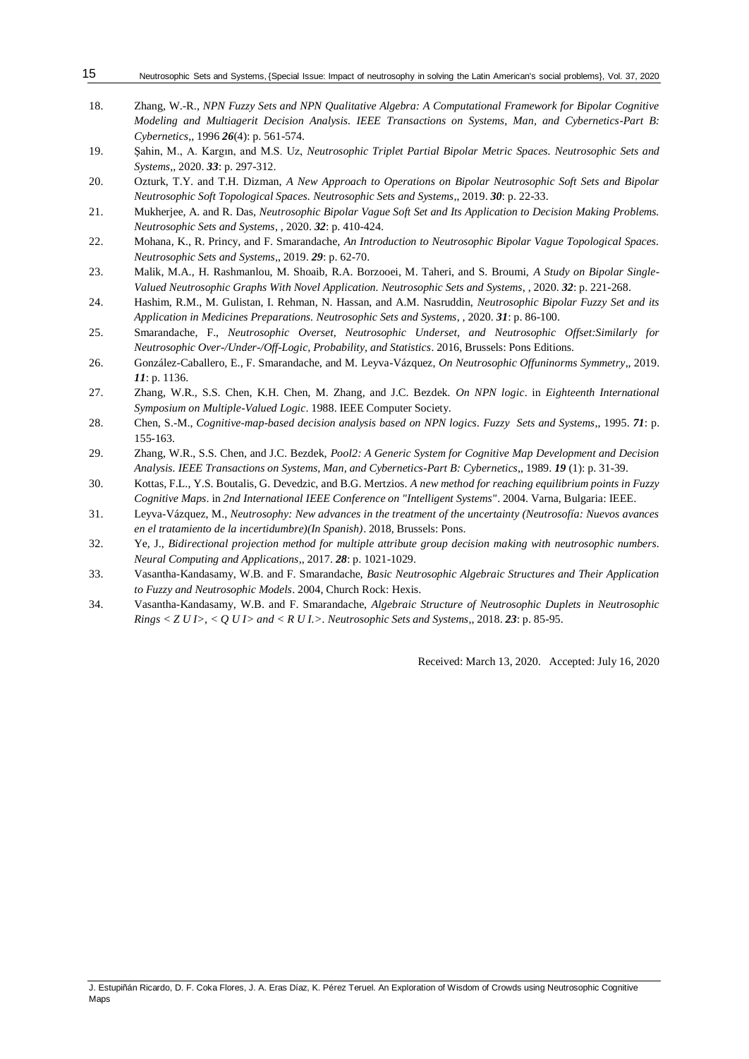18. Zhang, W.-R., *NPN Fuzzy Sets and NPN Qualitative Algebra: A Computational Framework for Bipolar Cognitive Modeling and Multiagerit Decision Analysis. IEEE Transactions on Systems, Man, and Cybernetics-Part B: Cybernetics*,, 1996 ***26***(4): p. 561-574.
19. Şahin, M., A. Kargın, and M.S. Uz, *Neutrosophic Triplet Partial Bipolar Metric Spaces. Neutrosophic Sets and Systems*,, 2020. ***33***: p. 297-312.
20. Ozturk, T.Y. and T.H. Dizman, *A New Approach to Operations on Bipolar Neutrosophic Soft Sets and Bipolar Neutrosophic Soft Topological Spaces. Neutrosophic Sets and Systems*,, 2019. ***30***: p. 22-33.
21. Mukherjee, A. and R. Das, *Neutrosophic Bipolar Vague Soft Set and Its Application to Decision Making Problems. Neutrosophic Sets and Systems*, , 2020. ***32***: p. 410-424.
22. Mohana, K., R. Princy, and F. Smarandache, *An Introduction to Neutrosophic Bipolar Vague Topological Spaces. Neutrosophic Sets and Systems*,, 2019. ***29***: p. 62-70.
23. Malik, M.A., H. Rashmanlou, M. Shoaib, R.A. Borzooei, M. Taheri, and S. Broumi, *A Study on Bipolar Single-Valued Neutrosophic Graphs With Novel Application. Neutrosophic Sets and Systems*, , 2020. ***32***: p. 221-268.
24. Hashim, R.M., M. Gulistan, I. Rehman, N. Hassan, and A.M. Nasruddin, *Neutrosophic Bipolar Fuzzy Set and its Application in Medicines Preparations. Neutrosophic Sets and Systems*, , 2020. ***31***: p. 86-100.
25. Smarandache, F., *Neutrosophic Overset, Neutrosophic Underset, and Neutrosophic Offset:Similarly for Neutrosophic Over-/Under-/Off-Logic, Probability, and Statistics*. 2016, Brussels: Pons Editions.
26. González-Caballero, E., F. Smarandache, and M. Leyva-Vázquez, *On Neutrosophic Offuninorms Symmetry*,, 2019. ***11***: p. 1136.
27. Zhang, W.R., S.S. Chen, K.H. Chen, M. Zhang, and J.C. Bezdek. *On NPN logic*. in *Eighteenth International Symposium on Multiple-Valued Logic*. 1988. IEEE Computer Society.
28. Chen, S.-M., *Cognitive-map-based decision analysis based on NPN logics. Fuzzy Sets and Systems*,, 1995. ***71***: p. 155-163.
29. Zhang, W.R., S.S. Chen, and J.C. Bezdek, *Pool2: A Generic System for Cognitive Map Development and Decision Analysis. IEEE Transactions on Systems, Man, and Cybernetics-Part B: Cybernetics*,, 1989. ***19*** (1): p. 31-39.
30. Kottas, F.L., Y.S. Boutalis, G. Devedzic, and B.G. Mertzios. *A new method for reaching equilibrium points in Fuzzy Cognitive Maps*. in *2nd International IEEE Conference on "Intelligent Systems"*. 2004. Varna, Bulgaria: IEEE.
31. Leyva-Vázquez, M., *Neutrosophy: New advances in the treatment of the uncertainty (Neutrosofía: Nuevos avances en el tratamiento de la incertidumbre)(In Spanish)*. 2018, Brussels: Pons.
32. Ye, J., *Bidirectional projection method for multiple attribute group decision making with neutrosophic numbers. Neural Computing and Applications*,, 2017. ***28***: p. 1021-1029.
33. Vasantha-Kandasamy, W.B. and F. Smarandache, *Basic Neutrosophic Algebraic Structures and Their Application to Fuzzy and Neutrosophic Models*. 2004, Church Rock: Hexis.
34. Vasantha-Kandasamy, W.B. and F. Smarandache, *Algebraic Structure of Neutrosophic Duplets in Neutrosophic Rings < Z U I>, < Q U I> and < R U I.>. Neutrosophic Sets and Systems*,, 2018. ***23***: p. 85-95.

Received: March 13, 2020. Accepted: July 16, 2020